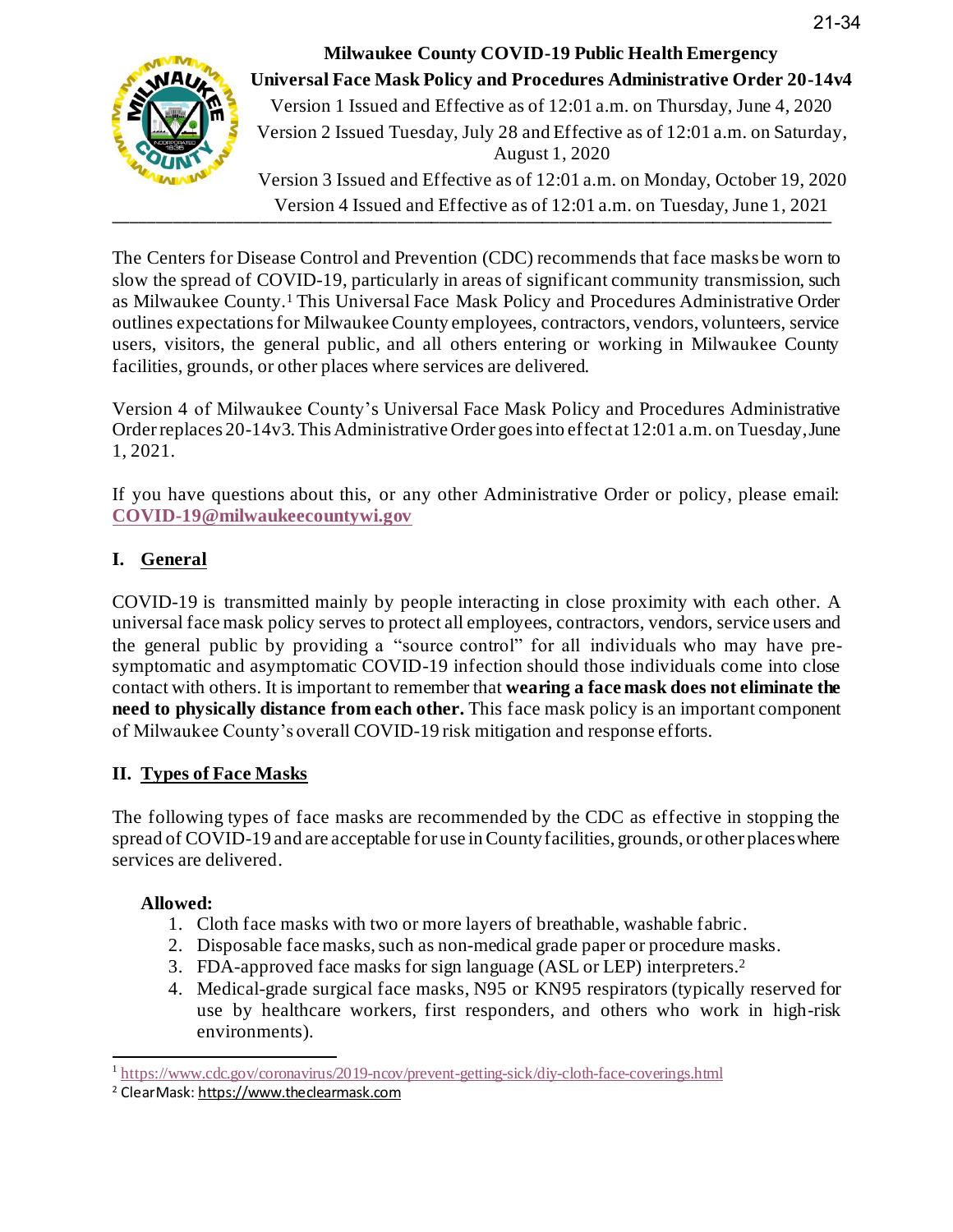# Milwaukee County COVID-19 Public Health Emergency
# Universal Face Mask Policy and Procedures Administrative Order 20-14v4

Version 1 Issued and Effective as of 12:01 a.m. on Thursday, June 4, 2020

Version 2 Issued Tuesday, July 28 and Effective as of 12:01 a.m. on Saturday, August 1, 2020

Version 3 Issued and Effective as of 12:01 a.m. on Monday, October 19, 2020

Version 4 Issued and Effective as of 12:01 a.m. on Tuesday, June 1, 2021

---

The Centers for Disease Control and Prevention (CDC) recommends that face masks be worn to slow the spread of COVID-19, particularly in areas of significant community transmission, such as Milwaukee County.[1] This Universal Face Mask Policy and Procedures Administrative Order outlines expectations for Milwaukee County employees, contractors, vendors, volunteers, service users, visitors, the general public, and all others entering or working in Milwaukee County facilities, grounds, or other places where services are delivered.

Version 4 of Milwaukee County's Universal Face Mask Policy and Procedures Administrative Order replaces 20-14v3. This Administrative Order goes into effect at 12:01 a.m. on Tuesday, June 1, 2021.

If you have questions about this, or any other Administrative Order or policy, please email: **COVID-19@milwaukeecountywi.gov**

## I. General

COVID-19 is transmitted mainly by people interacting in close proximity with each other. A universal face mask policy serves to protect all employees, contractors, vendors, service users and the general public by providing a "source control" for all individuals who may have pre-symptomatic and asymptomatic COVID-19 infection should those individuals come into close contact with others. It is important to remember that **wearing a face mask does not eliminate the need to physically distance from each other.** This face mask policy is an important component of Milwaukee County's overall COVID-19 risk mitigation and response efforts.

## II. Types of Face Masks

The following types of face masks are recommended by the CDC as effective in stopping the spread of COVID-19 and are acceptable for use in County facilities, grounds, or other places where services are delivered.

**Allowed:**

1. Cloth face masks with two or more layers of breathable, washable fabric.
2. Disposable face masks, such as non-medical grade paper or procedure masks.
3. FDA-approved face masks for sign language (ASL or LEP) interpreters.[2]
4. Medical-grade surgical face masks, N95 or KN95 respirators (typically reserved for use by healthcare workers, first responders, and others who work in high-risk environments).

---

[1] https://www.cdc.gov/coronavirus/2019-ncov/prevent-getting-sick/diy-cloth-face-coverings.html

[2] ClearMask: https://www.theclearmask.com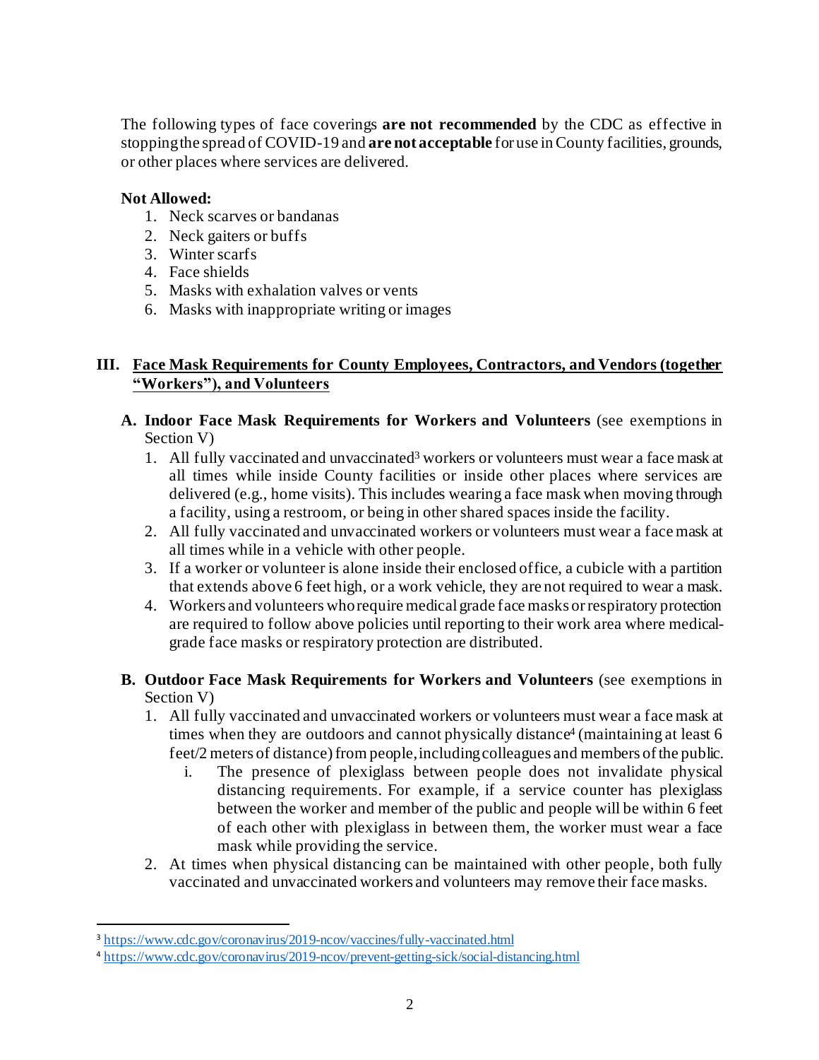The following types of face coverings **are not recommended** by the CDC as effective in stopping the spread of COVID-19 and **are not acceptable** for use in County facilities, grounds, or other places where services are delivered.

**Not Allowed:**

1. Neck scarves or bandanas
2. Neck gaiters or buffs
3. Winter scarfs
4. Face shields
5. Masks with exhalation valves or vents
6. Masks with inappropriate writing or images

## III. Face Mask Requirements for County Employees, Contractors, and Vendors (together "Workers"), and Volunteers

**A. Indoor Face Mask Requirements for Workers and Volunteers** (see exemptions in Section V)

1. All fully vaccinated and unvaccinated[3] workers or volunteers must wear a face mask at all times while inside County facilities or inside other places where services are delivered (e.g., home visits). This includes wearing a face mask when moving through a facility, using a restroom, or being in other shared spaces inside the facility.
2. All fully vaccinated and unvaccinated workers or volunteers must wear a face mask at all times while in a vehicle with other people.
3. If a worker or volunteer is alone inside their enclosed office, a cubicle with a partition that extends above 6 feet high, or a work vehicle, they are not required to wear a mask.
4. Workers and volunteers who require medical grade face masks or respiratory protection are required to follow above policies until reporting to their work area where medical-grade face masks or respiratory protection are distributed.

**B. Outdoor Face Mask Requirements for Workers and Volunteers** (see exemptions in Section V)

1. All fully vaccinated and unvaccinated workers or volunteers must wear a face mask at times when they are outdoors and cannot physically distance[4] (maintaining at least 6 feet/2 meters of distance) from people, including colleagues and members of the public.
   i. The presence of plexiglass between people does not invalidate physical distancing requirements. For example, if a service counter has plexiglass between the worker and member of the public and people will be within 6 feet of each other with plexiglass in between them, the worker must wear a face mask while providing the service.
2. At times when physical distancing can be maintained with other people, both fully vaccinated and unvaccinated workers and volunteers may remove their face masks.

---

[3] https://www.cdc.gov/coronavirus/2019-ncov/vaccines/fully-vaccinated.html

[4] https://www.cdc.gov/coronavirus/2019-ncov/prevent-getting-sick/social-distancing.html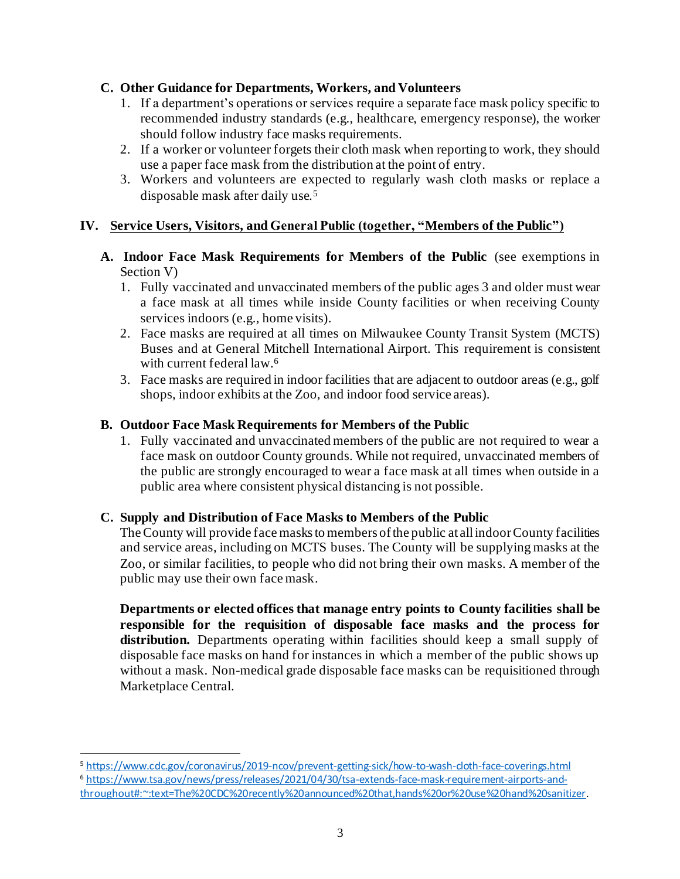### C. Other Guidance for Departments, Workers, and Volunteers

1. If a department's operations or services require a separate face mask policy specific to recommended industry standards (e.g., healthcare, emergency response), the worker should follow industry face masks requirements.
2. If a worker or volunteer forgets their cloth mask when reporting to work, they should use a paper face mask from the distribution at the point of entry.
3. Workers and volunteers are expected to regularly wash cloth masks or replace a disposable mask after daily use.[5]

## IV. Service Users, Visitors, and General Public (together, "Members of the Public")

### A. Indoor Face Mask Requirements for Members of the Public (see exemptions in Section V)

1. Fully vaccinated and unvaccinated members of the public ages 3 and older must wear a face mask at all times while inside County facilities or when receiving County services indoors (e.g., home visits).
2. Face masks are required at all times on Milwaukee County Transit System (MCTS) Buses and at General Mitchell International Airport. This requirement is consistent with current federal law.[6]
3. Face masks are required in indoor facilities that are adjacent to outdoor areas (e.g., golf shops, indoor exhibits at the Zoo, and indoor food service areas).

### B. Outdoor Face Mask Requirements for Members of the Public

1. Fully vaccinated and unvaccinated members of the public are not required to wear a face mask on outdoor County grounds. While not required, unvaccinated members of the public are strongly encouraged to wear a face mask at all times when outside in a public area where consistent physical distancing is not possible.

### C. Supply and Distribution of Face Masks to Members of the Public

The County will provide face masks to members of the public at all indoor County facilities and service areas, including on MCTS buses. The County will be supplying masks at the Zoo, or similar facilities, to people who did not bring their own masks. A member of the public may use their own face mask.

**Departments or elected offices that manage entry points to County facilities shall be responsible for the requisition of disposable face masks and the process for distribution.** Departments operating within facilities should keep a small supply of disposable face masks on hand for instances in which a member of the public shows up without a mask. Non-medical grade disposable face masks can be requisitioned through Marketplace Central.

---

[5] https://www.cdc.gov/coronavirus/2019-ncov/prevent-getting-sick/how-to-wash-cloth-face-coverings.html

[6] https://www.tsa.gov/news/press/releases/2021/04/30/tsa-extends-face-mask-requirement-airports-and-throughout#:~:text=The%20CDC%20recently%20announced%20that,hands%20or%20use%20hand%20sanitizer.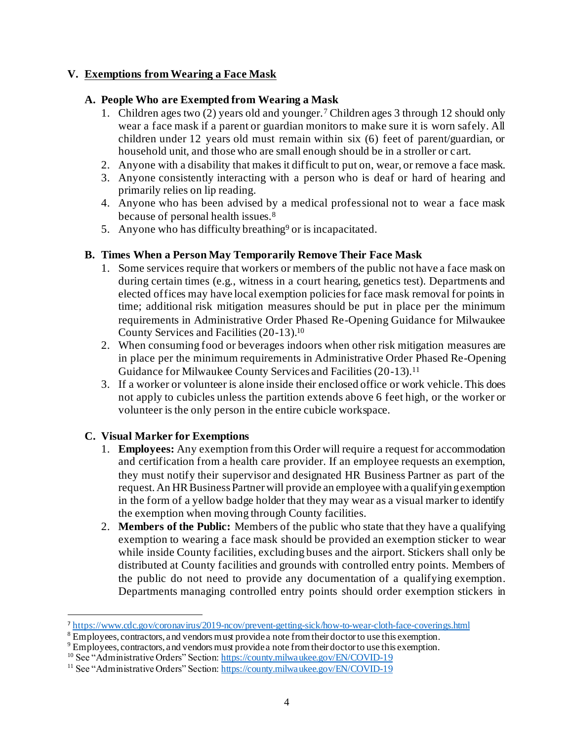## V. Exemptions from Wearing a Face Mask

### A. People Who are Exempted from Wearing a Mask

1. Children ages two (2) years old and younger.[7] Children ages 3 through 12 should only wear a face mask if a parent or guardian monitors to make sure it is worn safely. All children under 12 years old must remain within six (6) feet of parent/guardian, or household unit, and those who are small enough should be in a stroller or cart.
2. Anyone with a disability that makes it difficult to put on, wear, or remove a face mask.
3. Anyone consistently interacting with a person who is deaf or hard of hearing and primarily relies on lip reading.
4. Anyone who has been advised by a medical professional not to wear a face mask because of personal health issues.[8]
5. Anyone who has difficulty breathing[9] or is incapacitated.

### B. Times When a Person May Temporarily Remove Their Face Mask

1. Some services require that workers or members of the public not have a face mask on during certain times (e.g., witness in a court hearing, genetics test). Departments and elected offices may have local exemption policies for face mask removal for points in time; additional risk mitigation measures should be put in place per the minimum requirements in Administrative Order Phased Re-Opening Guidance for Milwaukee County Services and Facilities (20-13).[10]
2. When consuming food or beverages indoors when other risk mitigation measures are in place per the minimum requirements in Administrative Order Phased Re-Opening Guidance for Milwaukee County Services and Facilities (20-13).[11]
3. If a worker or volunteer is alone inside their enclosed office or work vehicle. This does not apply to cubicles unless the partition extends above 6 feet high, or the worker or volunteer is the only person in the entire cubicle workspace.

### C. Visual Marker for Exemptions

1. **Employees:** Any exemption from this Order will require a request for accommodation and certification from a health care provider. If an employee requests an exemption, they must notify their supervisor and designated HR Business Partner as part of the request. An HR Business Partner will provide an employee with a qualifying exemption in the form of a yellow badge holder that they may wear as a visual marker to identify the exemption when moving through County facilities.
2. **Members of the Public:** Members of the public who state that they have a qualifying exemption to wearing a face mask should be provided an exemption sticker to wear while inside County facilities, excluding buses and the airport. Stickers shall only be distributed at County facilities and grounds with controlled entry points. Members of the public do not need to provide any documentation of a qualifying exemption. Departments managing controlled entry points should order exemption stickers in

---

[7] https://www.cdc.gov/coronavirus/2019-ncov/prevent-getting-sick/how-to-wear-cloth-face-coverings.html

[8] Employees, contractors, and vendors must provide a note from their doctor to use this exemption.

[9] Employees, contractors, and vendors must provide a note from their doctor to use this exemption.

[10] See "Administrative Orders" Section: https://county.milwaukee.gov/EN/COVID-19

[11] See "Administrative Orders" Section: https://county.milwaukee.gov/EN/COVID-19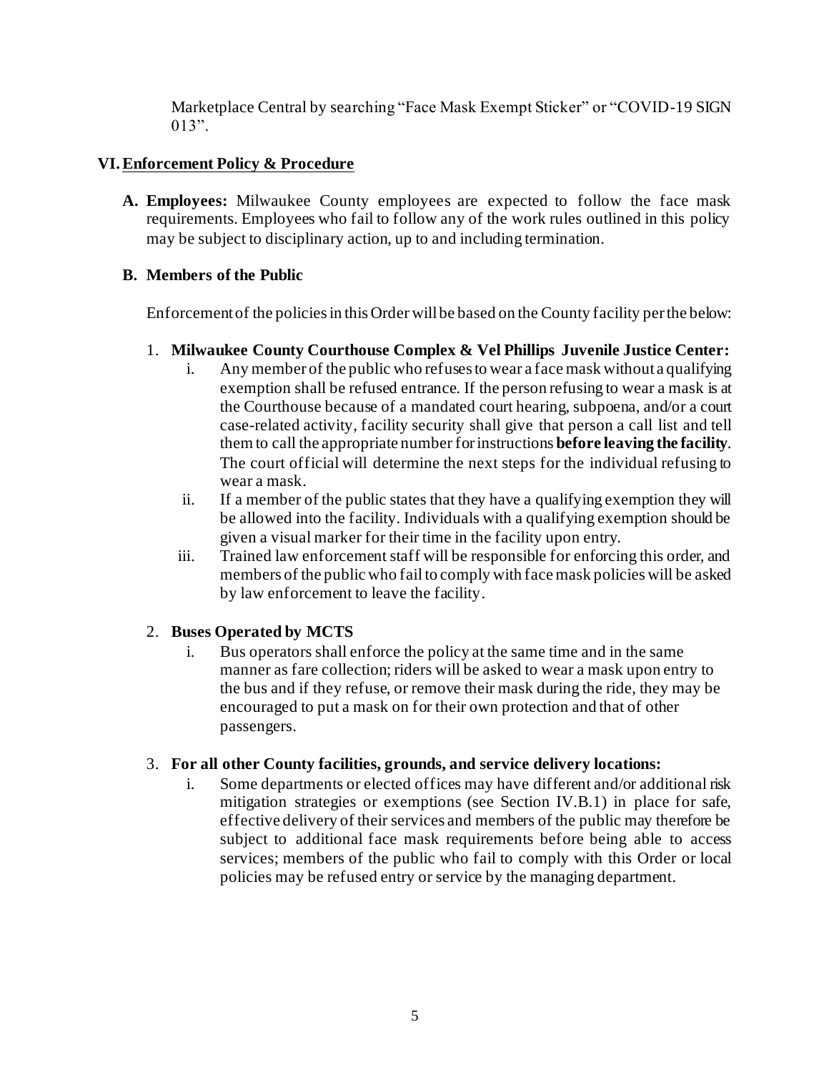Marketplace Central by searching "Face Mask Exempt Sticker" or "COVID-19 SIGN 013".

## VI. Enforcement Policy & Procedure

**A. Employees:** Milwaukee County employees are expected to follow the face mask requirements. Employees who fail to follow any of the work rules outlined in this policy may be subject to disciplinary action, up to and including termination.

**B. Members of the Public**

Enforcement of the policies in this Order will be based on the County facility per the below:

1. **Milwaukee County Courthouse Complex & Vel Phillips Juvenile Justice Center:**
   i. Any member of the public who refuses to wear a face mask without a qualifying exemption shall be refused entrance. If the person refusing to wear a mask is at the Courthouse because of a mandated court hearing, subpoena, and/or a court case-related activity, facility security shall give that person a call list and tell them to call the appropriate number for instructions **before leaving the facility**. The court official will determine the next steps for the individual refusing to wear a mask.
   ii. If a member of the public states that they have a qualifying exemption they will be allowed into the facility. Individuals with a qualifying exemption should be given a visual marker for their time in the facility upon entry.
   iii. Trained law enforcement staff will be responsible for enforcing this order, and members of the public who fail to comply with face mask policies will be asked by law enforcement to leave the facility.

2. **Buses Operated by MCTS**
   i. Bus operators shall enforce the policy at the same time and in the same manner as fare collection; riders will be asked to wear a mask upon entry to the bus and if they refuse, or remove their mask during the ride, they may be encouraged to put a mask on for their own protection and that of other passengers.

3. **For all other County facilities, grounds, and service delivery locations:**
   i. Some departments or elected offices may have different and/or additional risk mitigation strategies or exemptions (see Section IV.B.1) in place for safe, effective delivery of their services and members of the public may therefore be subject to additional face mask requirements before being able to access services; members of the public who fail to comply with this Order or local policies may be refused entry or service by the managing department.